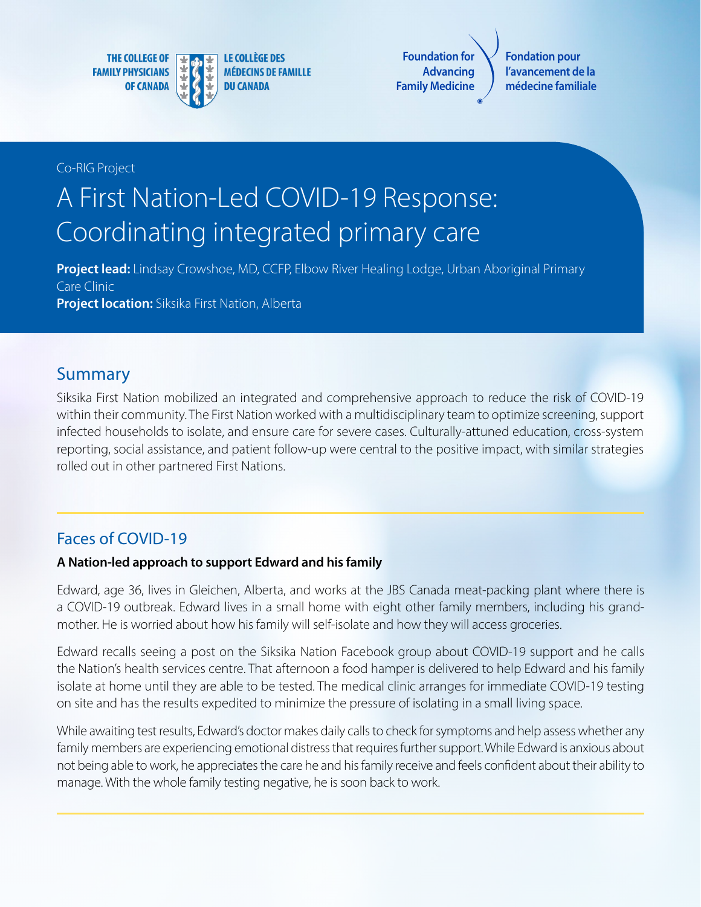THE COLLEGE OF FAMILY PHYSICIANS OF CANADA

LE COLLÈGE DES MÉDECINS DE FAMILLE DU CANADA

Foundation for Advancing Family Medicine

Fondation pour l'avancement de la médecine familiale

Co-RIG Project

# A First Nation-Led COVID-19 Response: Coordinating integrated primary care

**Project lead:** Lindsay Crowshoe, MD, CCFP, Elbow River Healing Lodge, Urban Aboriginal Primary Care Clinic
**Project location:** Siksika First Nation, Alberta

## Summary

Siksika First Nation mobilized an integrated and comprehensive approach to reduce the risk of COVID-19 within their community. The First Nation worked with a multidisciplinary team to optimize screening, support infected households to isolate, and ensure care for severe cases. Culturally-attuned education, cross-system reporting, social assistance, and patient follow-up were central to the positive impact, with similar strategies rolled out in other partnered First Nations.

## Faces of COVID-19

**A Nation-led approach to support Edward and his family**

Edward, age 36, lives in Gleichen, Alberta, and works at the JBS Canada meat-packing plant where there is a COVID-19 outbreak. Edward lives in a small home with eight other family members, including his grandmother. He is worried about how his family will self-isolate and how they will access groceries.

Edward recalls seeing a post on the Siksika Nation Facebook group about COVID-19 support and he calls the Nation's health services centre. That afternoon a food hamper is delivered to help Edward and his family isolate at home until they are able to be tested. The medical clinic arranges for immediate COVID-19 testing on site and has the results expedited to minimize the pressure of isolating in a small living space.

While awaiting test results, Edward's doctor makes daily calls to check for symptoms and help assess whether any family members are experiencing emotional distress that requires further support. While Edward is anxious about not being able to work, he appreciates the care he and his family receive and feels confident about their ability to manage. With the whole family testing negative, he is soon back to work.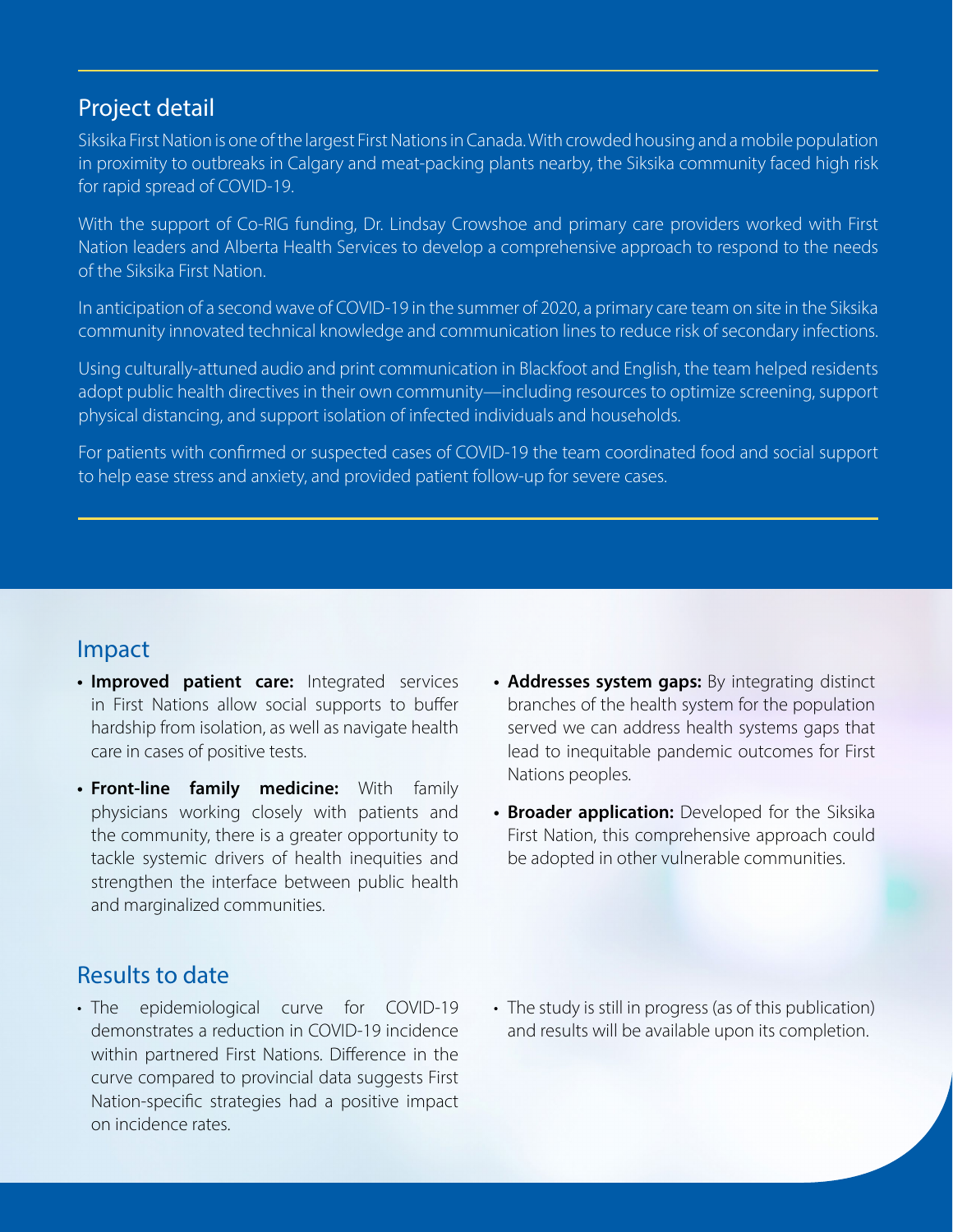## Project detail

Siksika First Nation is one of the largest First Nations in Canada. With crowded housing and a mobile population in proximity to outbreaks in Calgary and meat-packing plants nearby, the Siksika community faced high risk for rapid spread of COVID-19.

With the support of Co-RIG funding, Dr. Lindsay Crowshoe and primary care providers worked with First Nation leaders and Alberta Health Services to develop a comprehensive approach to respond to the needs of the Siksika First Nation.

In anticipation of a second wave of COVID-19 in the summer of 2020, a primary care team on site in the Siksika community innovated technical knowledge and communication lines to reduce risk of secondary infections.

Using culturally-attuned audio and print communication in Blackfoot and English, the team helped residents adopt public health directives in their own community—including resources to optimize screening, support physical distancing, and support isolation of infected individuals and households.

For patients with confirmed or suspected cases of COVID-19 the team coordinated food and social support to help ease stress and anxiety, and provided patient follow-up for severe cases.

## Impact

- **Improved patient care:** Integrated services in First Nations allow social supports to buffer hardship from isolation, as well as navigate health care in cases of positive tests.
- **Front-line family medicine:** With family physicians working closely with patients and the community, there is a greater opportunity to tackle systemic drivers of health inequities and strengthen the interface between public health and marginalized communities.
- **Addresses system gaps:** By integrating distinct branches of the health system for the population served we can address health systems gaps that lead to inequitable pandemic outcomes for First Nations peoples.
- **Broader application:** Developed for the Siksika First Nation, this comprehensive approach could be adopted in other vulnerable communities.

## Results to date

- The epidemiological curve for COVID-19 demonstrates a reduction in COVID-19 incidence within partnered First Nations. Difference in the curve compared to provincial data suggests First Nation-specific strategies had a positive impact on incidence rates.
- The study is still in progress (as of this publication) and results will be available upon its completion.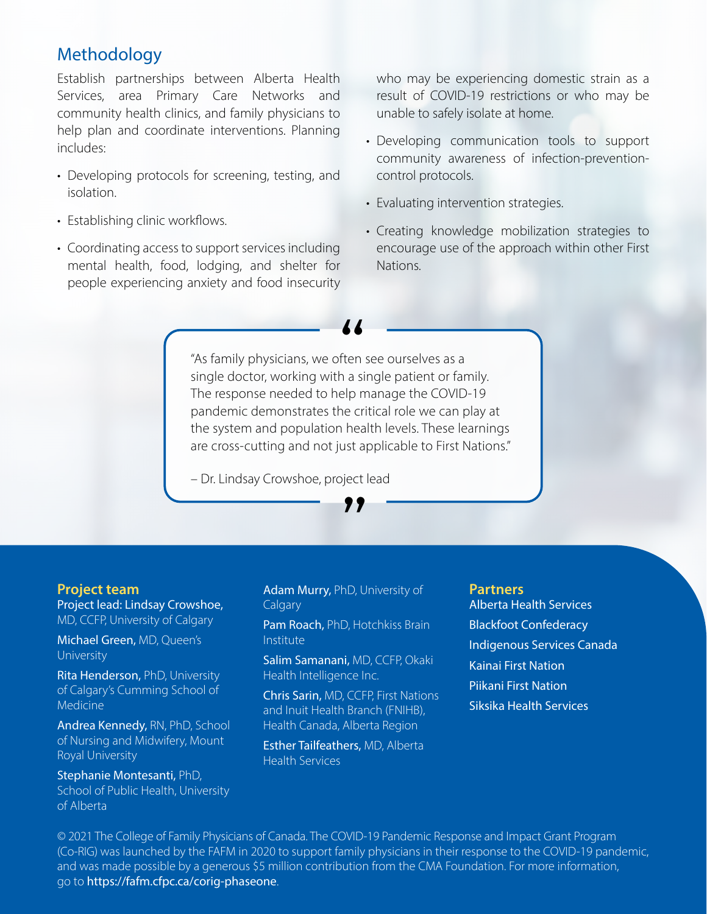## Methodology

Establish partnerships between Alberta Health Services, area Primary Care Networks and community health clinics, and family physicians to help plan and coordinate interventions. Planning includes:

- Developing protocols for screening, testing, and isolation.
- Establishing clinic workflows.
- Coordinating access to support services including mental health, food, lodging, and shelter for people experiencing anxiety and food insecurity who may be experiencing domestic strain as a result of COVID-19 restrictions or who may be unable to safely isolate at home.
- Developing communication tools to support community awareness of infection-prevention-control protocols.
- Evaluating intervention strategies.
- Creating knowledge mobilization strategies to encourage use of the approach within other First Nations.

> "As family physicians, we often see ourselves as a single doctor, working with a single patient or family. The response needed to help manage the COVID-19 pandemic demonstrates the critical role we can play at the system and population health levels. These learnings are cross-cutting and not just applicable to First Nations."
>
> – Dr. Lindsay Crowshoe, project lead

### Project team

**Project lead: Lindsay Crowshoe,** MD, CCFP, University of Calgary

**Michael Green,** MD, Queen's University

**Rita Henderson,** PhD, University of Calgary's Cumming School of Medicine

**Andrea Kennedy,** RN, PhD, School of Nursing and Midwifery, Mount Royal University

**Stephanie Montesanti,** PhD, School of Public Health, University of Alberta

**Adam Murry,** PhD, University of Calgary

**Pam Roach,** PhD, Hotchkiss Brain Institute

**Salim Samanani,** MD, CCFP, Okaki Health Intelligence Inc.

**Chris Sarin,** MD, CCFP, First Nations and Inuit Health Branch (FNIHB), Health Canada, Alberta Region

**Esther Tailfeathers,** MD, Alberta Health Services

### Partners

Alberta Health Services

Blackfoot Confederacy

Indigenous Services Canada

Kainai First Nation

Piikani First Nation

Siksika Health Services

© 2021 The College of Family Physicians of Canada. The COVID-19 Pandemic Response and Impact Grant Program (Co-RIG) was launched by the FAFM in 2020 to support family physicians in their response to the COVID-19 pandemic, and was made possible by a generous $5 million contribution from the CMA Foundation. For more information, go to https://fafm.cfpc.ca/corig-phaseone.